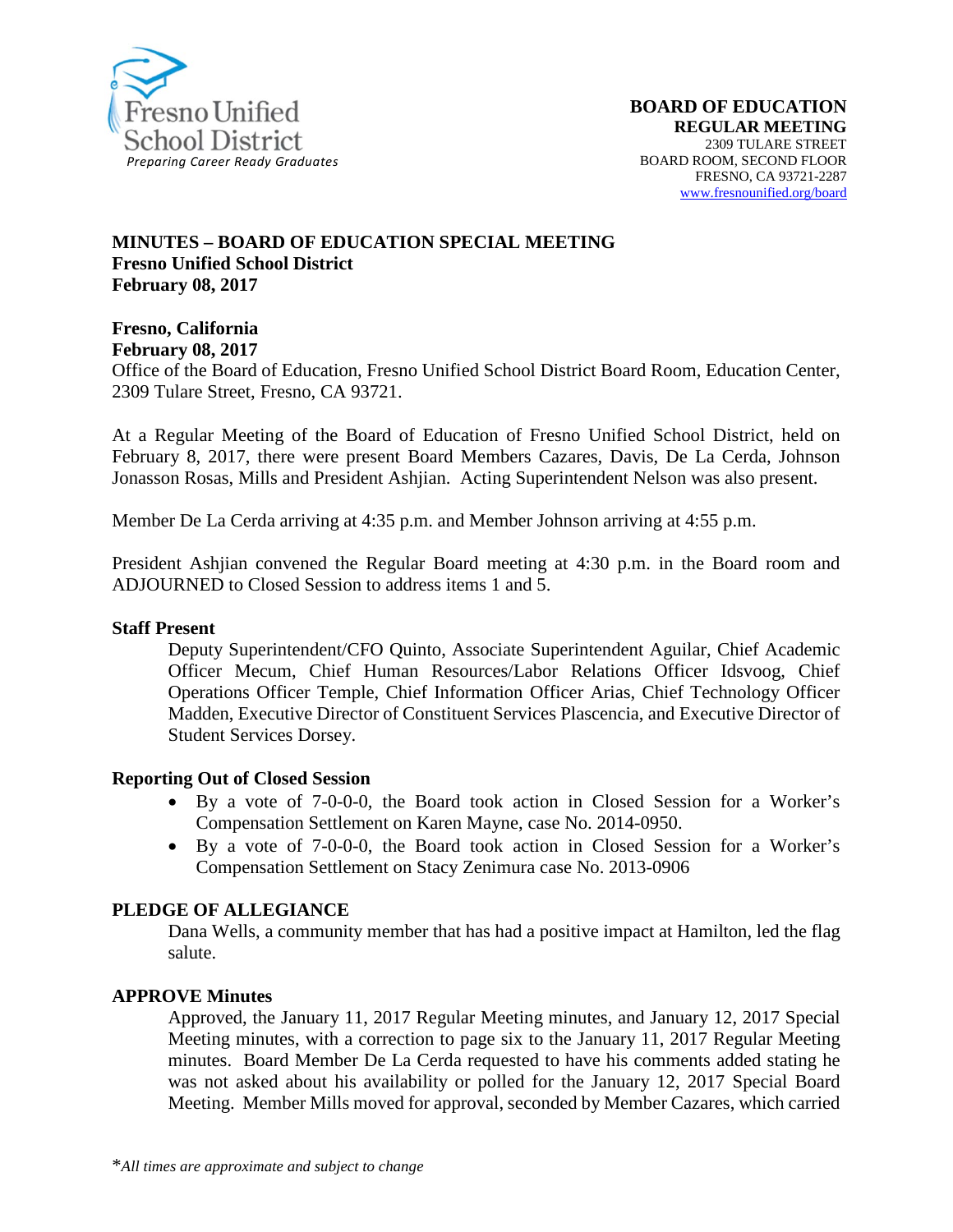Fresno Unified School District
*Preparing Career Ready Graduates*

**BOARD OF EDUCATION**
**REGULAR MEETING**
2309 TULARE STREET
BOARD ROOM, SECOND FLOOR
FRESNO, CA 93721-2287
www.fresnounified.org/board

**MINUTES – BOARD OF EDUCATION SPECIAL MEETING**
**Fresno Unified School District**
**February 08, 2017**

**Fresno, California**
**February 08, 2017**
Office of the Board of Education, Fresno Unified School District Board Room, Education Center, 2309 Tulare Street, Fresno, CA 93721.

At a Regular Meeting of the Board of Education of Fresno Unified School District, held on February 8, 2017, there were present Board Members Cazares, Davis, De La Cerda, Johnson Jonasson Rosas, Mills and President Ashjian. Acting Superintendent Nelson was also present.

Member De La Cerda arriving at 4:35 p.m. and Member Johnson arriving at 4:55 p.m.

President Ashjian convened the Regular Board meeting at 4:30 p.m. in the Board room and ADJOURNED to Closed Session to address items 1 and 5.

**Staff Present**

Deputy Superintendent/CFO Quinto, Associate Superintendent Aguilar, Chief Academic Officer Mecum, Chief Human Resources/Labor Relations Officer Idsvoog, Chief Operations Officer Temple, Chief Information Officer Arias, Chief Technology Officer Madden, Executive Director of Constituent Services Plascencia, and Executive Director of Student Services Dorsey.

**Reporting Out of Closed Session**

- By a vote of 7-0-0-0, the Board took action in Closed Session for a Worker's Compensation Settlement on Karen Mayne, case No. 2014-0950.
- By a vote of 7-0-0-0, the Board took action in Closed Session for a Worker's Compensation Settlement on Stacy Zenimura case No. 2013-0906

**PLEDGE OF ALLEGIANCE**

Dana Wells, a community member that has had a positive impact at Hamilton, led the flag salute.

**APPROVE Minutes**

Approved, the January 11, 2017 Regular Meeting minutes, and January 12, 2017 Special Meeting minutes, with a correction to page six to the January 11, 2017 Regular Meeting minutes. Board Member De La Cerda requested to have his comments added stating he was not asked about his availability or polled for the January 12, 2017 Special Board Meeting. Member Mills moved for approval, seconded by Member Cazares, which carried

*\*All times are approximate and subject to change*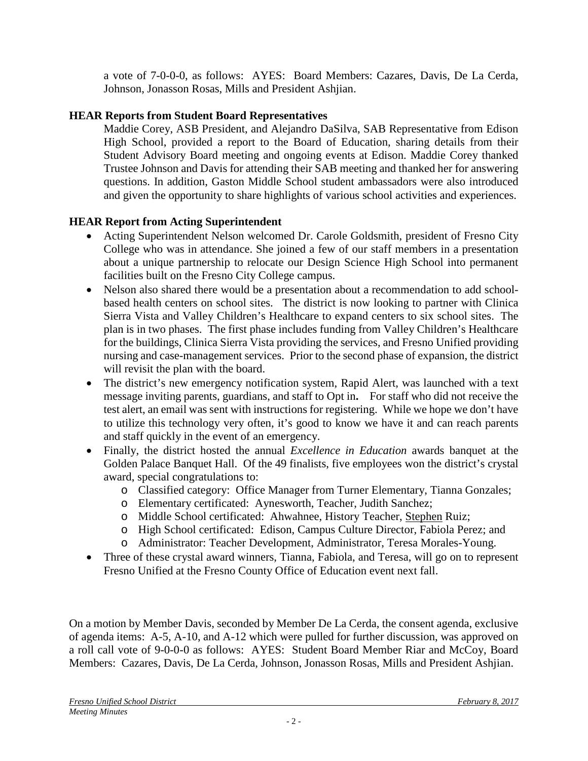a vote of 7-0-0-0, as follows: AYES: Board Members: Cazares, Davis, De La Cerda, Johnson, Jonasson Rosas, Mills and President Ashjian.

**HEAR Reports from Student Board Representatives**

Maddie Corey, ASB President, and Alejandro DaSilva, SAB Representative from Edison High School, provided a report to the Board of Education, sharing details from their Student Advisory Board meeting and ongoing events at Edison. Maddie Corey thanked Trustee Johnson and Davis for attending their SAB meeting and thanked her for answering questions. In addition, Gaston Middle School student ambassadors were also introduced and given the opportunity to share highlights of various school activities and experiences.

**HEAR Report from Acting Superintendent**

- Acting Superintendent Nelson welcomed Dr. Carole Goldsmith, president of Fresno City College who was in attendance. She joined a few of our staff members in a presentation about a unique partnership to relocate our Design Science High School into permanent facilities built on the Fresno City College campus.
- Nelson also shared there would be a presentation about a recommendation to add school-based health centers on school sites. The district is now looking to partner with Clinica Sierra Vista and Valley Children's Healthcare to expand centers to six school sites. The plan is in two phases. The first phase includes funding from Valley Children's Healthcare for the buildings, Clinica Sierra Vista providing the services, and Fresno Unified providing nursing and case-management services. Prior to the second phase of expansion, the district will revisit the plan with the board.
- The district's new emergency notification system, Rapid Alert, was launched with a text message inviting parents, guardians, and staff to Opt in**.** For staff who did not receive the test alert, an email was sent with instructions for registering. While we hope we don't have to utilize this technology very often, it's good to know we have it and can reach parents and staff quickly in the event of an emergency.
- Finally, the district hosted the annual *Excellence in Education* awards banquet at the Golden Palace Banquet Hall. Of the 49 finalists, five employees won the district's crystal award, special congratulations to:
  - Classified category: Office Manager from Turner Elementary, Tianna Gonzales;
  - Elementary certificated: Aynesworth, Teacher, Judith Sanchez;
  - Middle School certificated: Ahwahnee, History Teacher, Stephen Ruiz;
  - High School certificated: Edison, Campus Culture Director, Fabiola Perez; and
  - Administrator: Teacher Development, Administrator, Teresa Morales-Young.
- Three of these crystal award winners, Tianna, Fabiola, and Teresa, will go on to represent Fresno Unified at the Fresno County Office of Education event next fall.

On a motion by Member Davis, seconded by Member De La Cerda, the consent agenda, exclusive of agenda items: A-5, A-10, and A-12 which were pulled for further discussion, was approved on a roll call vote of 9-0-0-0 as follows: AYES: Student Board Member Riar and McCoy, Board Members: Cazares, Davis, De La Cerda, Johnson, Jonasson Rosas, Mills and President Ashjian.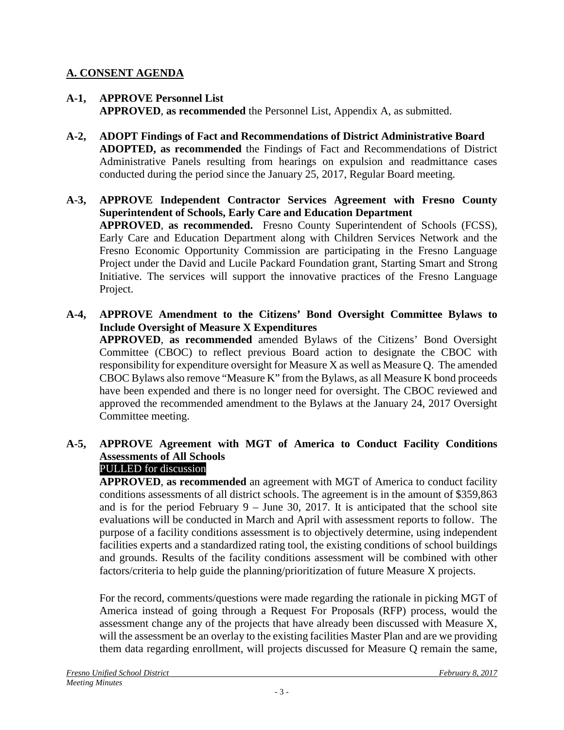## A. CONSENT AGENDA

**A-1, APPROVE Personnel List**
**APPROVED**, **as recommended** the Personnel List, Appendix A, as submitted.

**A-2, ADOPT Findings of Fact and Recommendations of District Administrative Board**
**ADOPTED, as recommended** the Findings of Fact and Recommendations of District Administrative Panels resulting from hearings on expulsion and readmittance cases conducted during the period since the January 25, 2017, Regular Board meeting.

**A-3, APPROVE Independent Contractor Services Agreement with Fresno County Superintendent of Schools, Early Care and Education Department**
**APPROVED**, **as recommended.** Fresno County Superintendent of Schools (FCSS), Early Care and Education Department along with Children Services Network and the Fresno Economic Opportunity Commission are participating in the Fresno Language Project under the David and Lucile Packard Foundation grant, Starting Smart and Strong Initiative. The services will support the innovative practices of the Fresno Language Project.

**A-4, APPROVE Amendment to the Citizens' Bond Oversight Committee Bylaws to Include Oversight of Measure X Expenditures**
**APPROVED**, **as recommended** amended Bylaws of the Citizens' Bond Oversight Committee (CBOC) to reflect previous Board action to designate the CBOC with responsibility for expenditure oversight for Measure X as well as Measure Q. The amended CBOC Bylaws also remove "Measure K" from the Bylaws, as all Measure K bond proceeds have been expended and there is no longer need for oversight. The CBOC reviewed and approved the recommended amendment to the Bylaws at the January 24, 2017 Oversight Committee meeting.

**A-5, APPROVE Agreement with MGT of America to Conduct Facility Conditions Assessments of All Schools**
PULLED for discussion
**APPROVED**, **as recommended** an agreement with MGT of America to conduct facility conditions assessments of all district schools. The agreement is in the amount of $359,863 and is for the period February 9 – June 30, 2017. It is anticipated that the school site evaluations will be conducted in March and April with assessment reports to follow. The purpose of a facility conditions assessment is to objectively determine, using independent facilities experts and a standardized rating tool, the existing conditions of school buildings and grounds. Results of the facility conditions assessment will be combined with other factors/criteria to help guide the planning/prioritization of future Measure X projects.

For the record, comments/questions were made regarding the rationale in picking MGT of America instead of going through a Request For Proposals (RFP) process, would the assessment change any of the projects that have already been discussed with Measure X, will the assessment be an overlay to the existing facilities Master Plan and are we providing them data regarding enrollment, will projects discussed for Measure Q remain the same,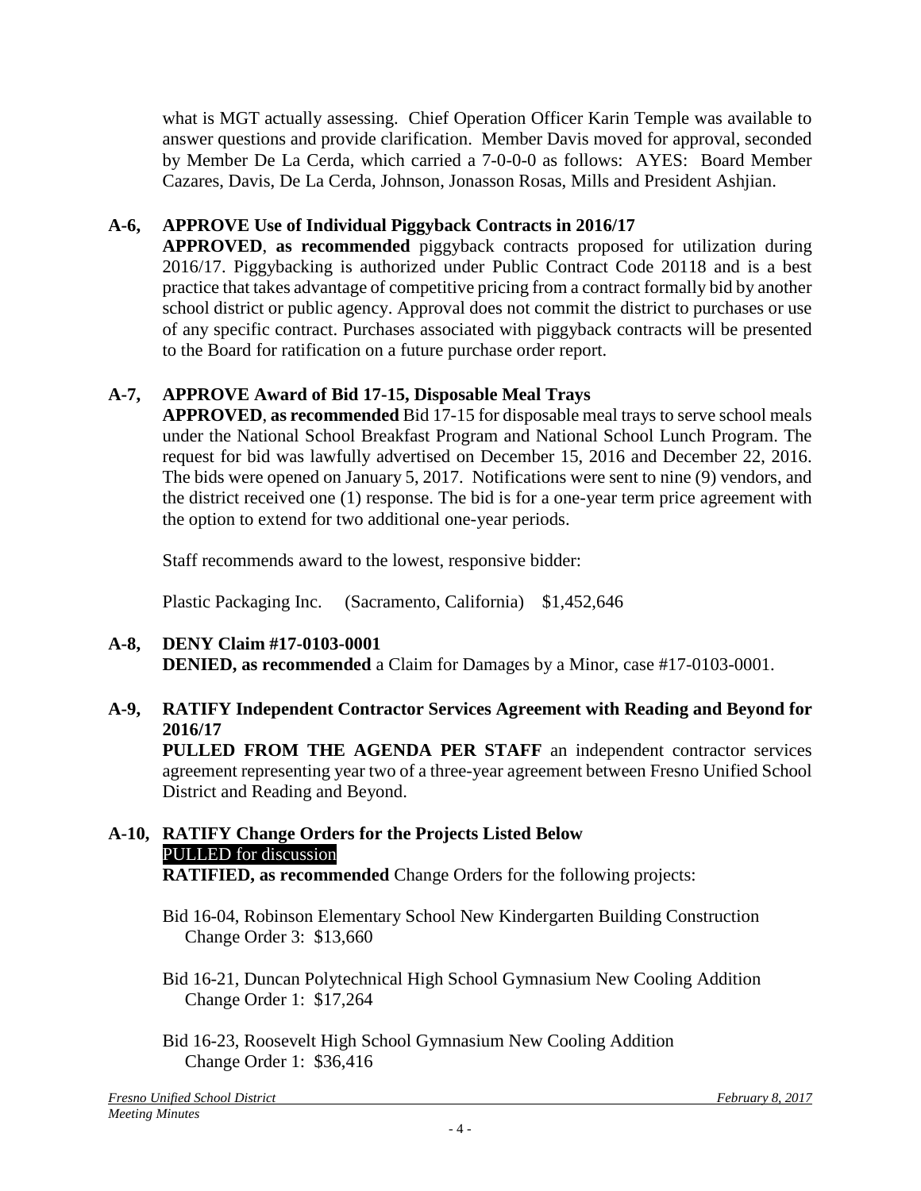what is MGT actually assessing. Chief Operation Officer Karin Temple was available to answer questions and provide clarification. Member Davis moved for approval, seconded by Member De La Cerda, which carried a 7-0-0-0 as follows: AYES: Board Member Cazares, Davis, De La Cerda, Johnson, Jonasson Rosas, Mills and President Ashjian.

**A-6, APPROVE Use of Individual Piggyback Contracts in 2016/17**

**APPROVED**, **as recommended** piggyback contracts proposed for utilization during 2016/17. Piggybacking is authorized under Public Contract Code 20118 and is a best practice that takes advantage of competitive pricing from a contract formally bid by another school district or public agency. Approval does not commit the district to purchases or use of any specific contract. Purchases associated with piggyback contracts will be presented to the Board for ratification on a future purchase order report.

**A-7, APPROVE Award of Bid 17-15, Disposable Meal Trays**

**APPROVED**, **as recommended** Bid 17-15 for disposable meal trays to serve school meals under the National School Breakfast Program and National School Lunch Program. The request for bid was lawfully advertised on December 15, 2016 and December 22, 2016. The bids were opened on January 5, 2017. Notifications were sent to nine (9) vendors, and the district received one (1) response. The bid is for a one-year term price agreement with the option to extend for two additional one-year periods.

Staff recommends award to the lowest, responsive bidder:

Plastic Packaging Inc. (Sacramento, California) $1,452,646

**A-8, DENY Claim #17-0103-0001**

**DENIED, as recommended** a Claim for Damages by a Minor, case #17-0103-0001.

**A-9, RATIFY Independent Contractor Services Agreement with Reading and Beyond for 2016/17**

**PULLED FROM THE AGENDA PER STAFF** an independent contractor services agreement representing year two of a three-year agreement between Fresno Unified School District and Reading and Beyond.

**A-10, RATIFY Change Orders for the Projects Listed Below**

PULLED for discussion

**RATIFIED, as recommended** Change Orders for the following projects:

Bid 16-04, Robinson Elementary School New Kindergarten Building Construction
Change Order 3: $13,660

Bid 16-21, Duncan Polytechnical High School Gymnasium New Cooling Addition
Change Order 1: $17,264

Bid 16-23, Roosevelt High School Gymnasium New Cooling Addition
Change Order 1: $36,416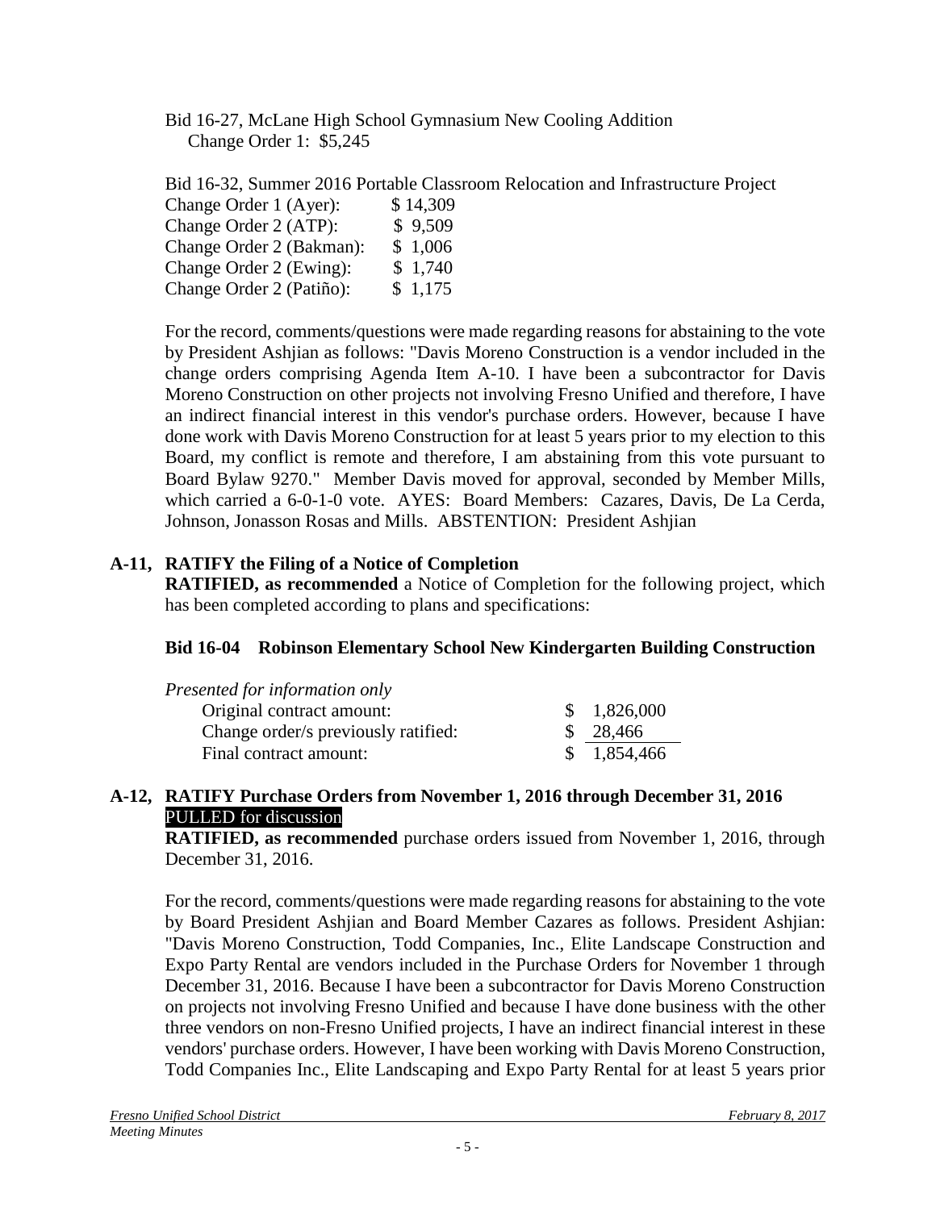Bid 16-27, McLane High School Gymnasium New Cooling Addition
Change Order 1: $5,245

Bid 16-32, Summer 2016 Portable Classroom Relocation and Infrastructure Project

| | |
|---|---|
| Change Order 1 (Ayer): | $ 14,309 |
| Change Order 2 (ATP): | $ 9,509 |
| Change Order 2 (Bakman): | $ 1,006 |
| Change Order 2 (Ewing): | $ 1,740 |
| Change Order 2 (Patiño): | $ 1,175 |

For the record, comments/questions were made regarding reasons for abstaining to the vote by President Ashjian as follows: "Davis Moreno Construction is a vendor included in the change orders comprising Agenda Item A-10. I have been a subcontractor for Davis Moreno Construction on other projects not involving Fresno Unified and therefore, I have an indirect financial interest in this vendor's purchase orders. However, because I have done work with Davis Moreno Construction for at least 5 years prior to my election to this Board, my conflict is remote and therefore, I am abstaining from this vote pursuant to Board Bylaw 9270." Member Davis moved for approval, seconded by Member Mills, which carried a 6-0-1-0 vote. AYES: Board Members: Cazares, Davis, De La Cerda, Johnson, Jonasson Rosas and Mills. ABSTENTION: President Ashjian

**A-11, RATIFY the Filing of a Notice of Completion**

**RATIFIED, as recommended** a Notice of Completion for the following project, which has been completed according to plans and specifications:

**Bid 16-04 Robinson Elementary School New Kindergarten Building Construction**

*Presented for information only*

| | |
|---|---|
| Original contract amount: | $ 1,826,000 |
| Change order/s previously ratified: | $ 28,466 |
| Final contract amount: | $ 1,854,466 |

**A-12, RATIFY Purchase Orders from November 1, 2016 through December 31, 2016**

PULLED for discussion

**RATIFIED, as recommended** purchase orders issued from November 1, 2016, through December 31, 2016.

For the record, comments/questions were made regarding reasons for abstaining to the vote by Board President Ashjian and Board Member Cazares as follows. President Ashjian: "Davis Moreno Construction, Todd Companies, Inc., Elite Landscape Construction and Expo Party Rental are vendors included in the Purchase Orders for November 1 through December 31, 2016. Because I have been a subcontractor for Davis Moreno Construction on projects not involving Fresno Unified and because I have done business with the other three vendors on non-Fresno Unified projects, I have an indirect financial interest in these vendors' purchase orders. However, I have been working with Davis Moreno Construction, Todd Companies Inc., Elite Landscaping and Expo Party Rental for at least 5 years prior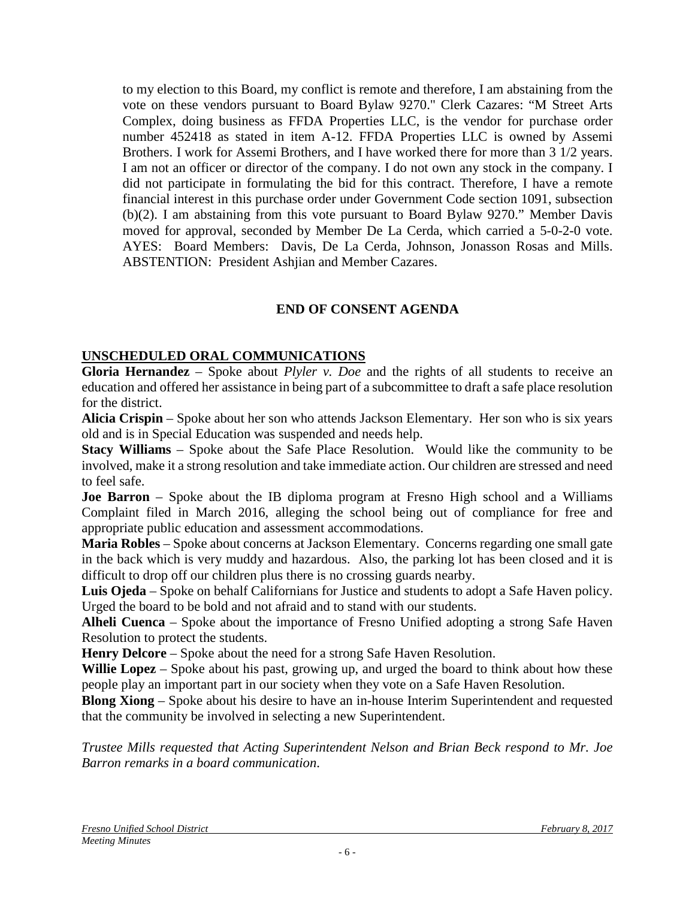to my election to this Board, my conflict is remote and therefore, I am abstaining from the vote on these vendors pursuant to Board Bylaw 9270." Clerk Cazares: "M Street Arts Complex, doing business as FFDA Properties LLC, is the vendor for purchase order number 452418 as stated in item A-12. FFDA Properties LLC is owned by Assemi Brothers. I work for Assemi Brothers, and I have worked there for more than 3 1/2 years. I am not an officer or director of the company. I do not own any stock in the company. I did not participate in formulating the bid for this contract. Therefore, I have a remote financial interest in this purchase order under Government Code section 1091, subsection (b)(2). I am abstaining from this vote pursuant to Board Bylaw 9270." Member Davis moved for approval, seconded by Member De La Cerda, which carried a 5-0-2-0 vote. AYES: Board Members: Davis, De La Cerda, Johnson, Jonasson Rosas and Mills. ABSTENTION: President Ashjian and Member Cazares.

**END OF CONSENT AGENDA**

**UNSCHEDULED ORAL COMMUNICATIONS**

**Gloria Hernandez** – Spoke about *Plyler v. Doe* and the rights of all students to receive an education and offered her assistance in being part of a subcommittee to draft a safe place resolution for the district.

**Alicia Crispin** – Spoke about her son who attends Jackson Elementary. Her son who is six years old and is in Special Education was suspended and needs help.

**Stacy Williams** – Spoke about the Safe Place Resolution. Would like the community to be involved, make it a strong resolution and take immediate action. Our children are stressed and need to feel safe.

**Joe Barron** – Spoke about the IB diploma program at Fresno High school and a Williams Complaint filed in March 2016, alleging the school being out of compliance for free and appropriate public education and assessment accommodations.

**Maria Robles** – Spoke about concerns at Jackson Elementary. Concerns regarding one small gate in the back which is very muddy and hazardous. Also, the parking lot has been closed and it is difficult to drop off our children plus there is no crossing guards nearby.

**Luis Ojeda** – Spoke on behalf Californians for Justice and students to adopt a Safe Haven policy. Urged the board to be bold and not afraid and to stand with our students.

**Alheli Cuenca** – Spoke about the importance of Fresno Unified adopting a strong Safe Haven Resolution to protect the students.

**Henry Delcore** – Spoke about the need for a strong Safe Haven Resolution.

**Willie Lopez** – Spoke about his past, growing up, and urged the board to think about how these people play an important part in our society when they vote on a Safe Haven Resolution.

**Blong Xiong** – Spoke about his desire to have an in-house Interim Superintendent and requested that the community be involved in selecting a new Superintendent.

*Trustee Mills requested that Acting Superintendent Nelson and Brian Beck respond to Mr. Joe Barron remarks in a board communication.*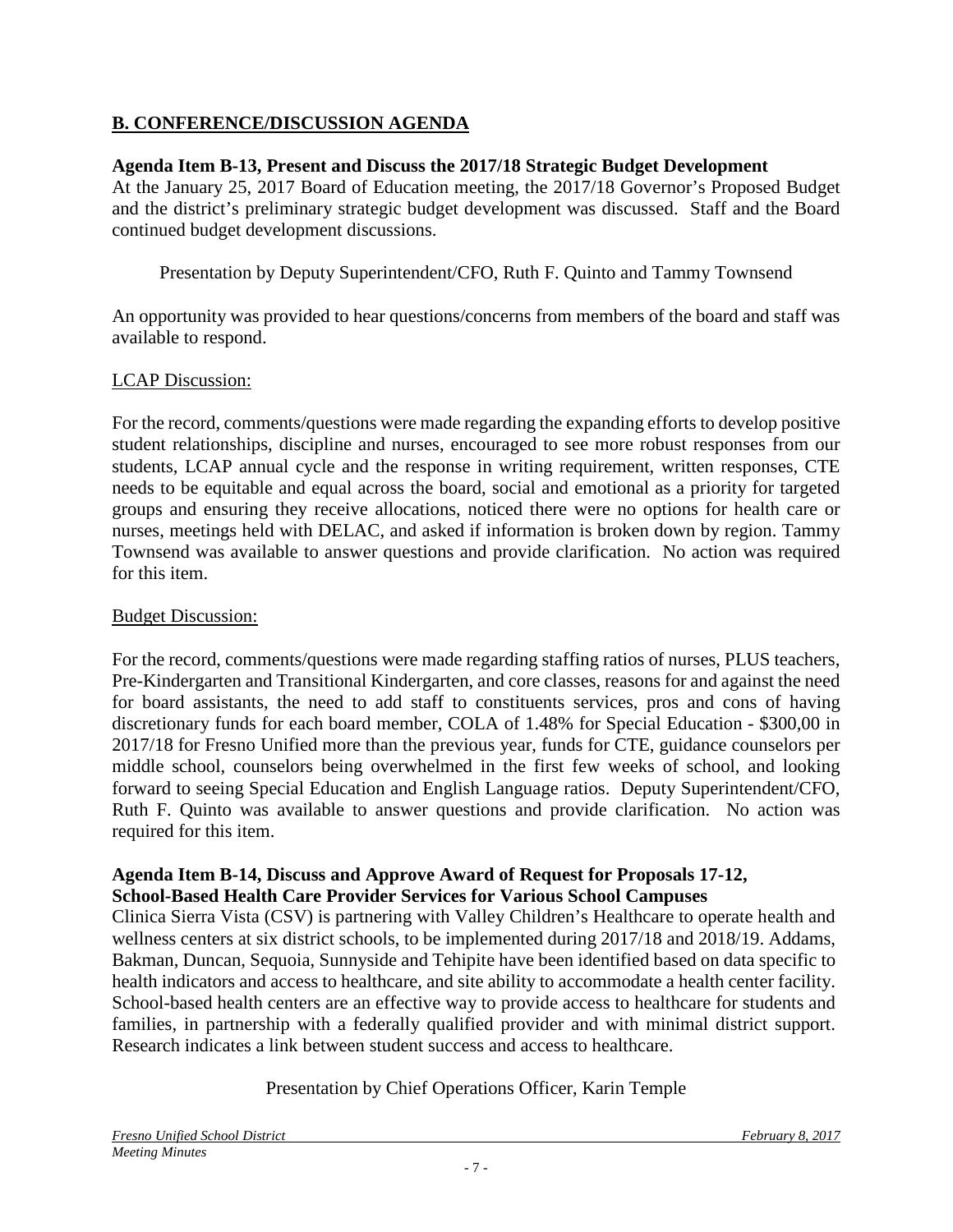## B. CONFERENCE/DISCUSSION AGENDA

**Agenda Item B-13, Present and Discuss the 2017/18 Strategic Budget Development**
At the January 25, 2017 Board of Education meeting, the 2017/18 Governor's Proposed Budget and the district's preliminary strategic budget development was discussed. Staff and the Board continued budget development discussions.

Presentation by Deputy Superintendent/CFO, Ruth F. Quinto and Tammy Townsend

An opportunity was provided to hear questions/concerns from members of the board and staff was available to respond.

LCAP Discussion:

For the record, comments/questions were made regarding the expanding efforts to develop positive student relationships, discipline and nurses, encouraged to see more robust responses from our students, LCAP annual cycle and the response in writing requirement, written responses, CTE needs to be equitable and equal across the board, social and emotional as a priority for targeted groups and ensuring they receive allocations, noticed there were no options for health care or nurses, meetings held with DELAC, and asked if information is broken down by region. Tammy Townsend was available to answer questions and provide clarification. No action was required for this item.

Budget Discussion:

For the record, comments/questions were made regarding staffing ratios of nurses, PLUS teachers, Pre-Kindergarten and Transitional Kindergarten, and core classes, reasons for and against the need for board assistants, the need to add staff to constituents services, pros and cons of having discretionary funds for each board member, COLA of 1.48% for Special Education - $300,00 in 2017/18 for Fresno Unified more than the previous year, funds for CTE, guidance counselors per middle school, counselors being overwhelmed in the first few weeks of school, and looking forward to seeing Special Education and English Language ratios. Deputy Superintendent/CFO, Ruth F. Quinto was available to answer questions and provide clarification. No action was required for this item.

**Agenda Item B-14, Discuss and Approve Award of Request for Proposals 17-12, School-Based Health Care Provider Services for Various School Campuses**
Clinica Sierra Vista (CSV) is partnering with Valley Children's Healthcare to operate health and wellness centers at six district schools, to be implemented during 2017/18 and 2018/19. Addams, Bakman, Duncan, Sequoia, Sunnyside and Tehipite have been identified based on data specific to health indicators and access to healthcare, and site ability to accommodate a health center facility. School-based health centers are an effective way to provide access to healthcare for students and families, in partnership with a federally qualified provider and with minimal district support. Research indicates a link between student success and access to healthcare.

Presentation by Chief Operations Officer, Karin Temple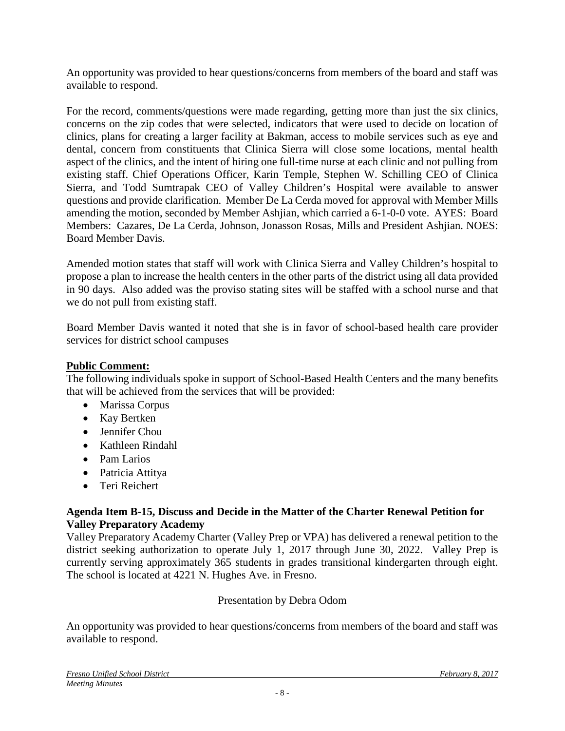An opportunity was provided to hear questions/concerns from members of the board and staff was available to respond.

For the record, comments/questions were made regarding, getting more than just the six clinics, concerns on the zip codes that were selected, indicators that were used to decide on location of clinics, plans for creating a larger facility at Bakman, access to mobile services such as eye and dental, concern from constituents that Clinica Sierra will close some locations, mental health aspect of the clinics, and the intent of hiring one full-time nurse at each clinic and not pulling from existing staff. Chief Operations Officer, Karin Temple, Stephen W. Schilling CEO of Clinica Sierra, and Todd Sumtrapak CEO of Valley Children's Hospital were available to answer questions and provide clarification. Member De La Cerda moved for approval with Member Mills amending the motion, seconded by Member Ashjian, which carried a 6-1-0-0 vote. AYES: Board Members: Cazares, De La Cerda, Johnson, Jonasson Rosas, Mills and President Ashjian. NOES: Board Member Davis.

Amended motion states that staff will work with Clinica Sierra and Valley Children's hospital to propose a plan to increase the health centers in the other parts of the district using all data provided in 90 days. Also added was the proviso stating sites will be staffed with a school nurse and that we do not pull from existing staff.

Board Member Davis wanted it noted that she is in favor of school-based health care provider services for district school campuses

**Public Comment:**

The following individuals spoke in support of School-Based Health Centers and the many benefits that will be achieved from the services that will be provided:

- Marissa Corpus
- Kay Bertken
- Jennifer Chou
- Kathleen Rindahl
- Pam Larios
- Patricia Attitya
- Teri Reichert

**Agenda Item B-15, Discuss and Decide in the Matter of the Charter Renewal Petition for Valley Preparatory Academy**

Valley Preparatory Academy Charter (Valley Prep or VPA) has delivered a renewal petition to the district seeking authorization to operate July 1, 2017 through June 30, 2022. Valley Prep is currently serving approximately 365 students in grades transitional kindergarten through eight. The school is located at 4221 N. Hughes Ave. in Fresno.

Presentation by Debra Odom

An opportunity was provided to hear questions/concerns from members of the board and staff was available to respond.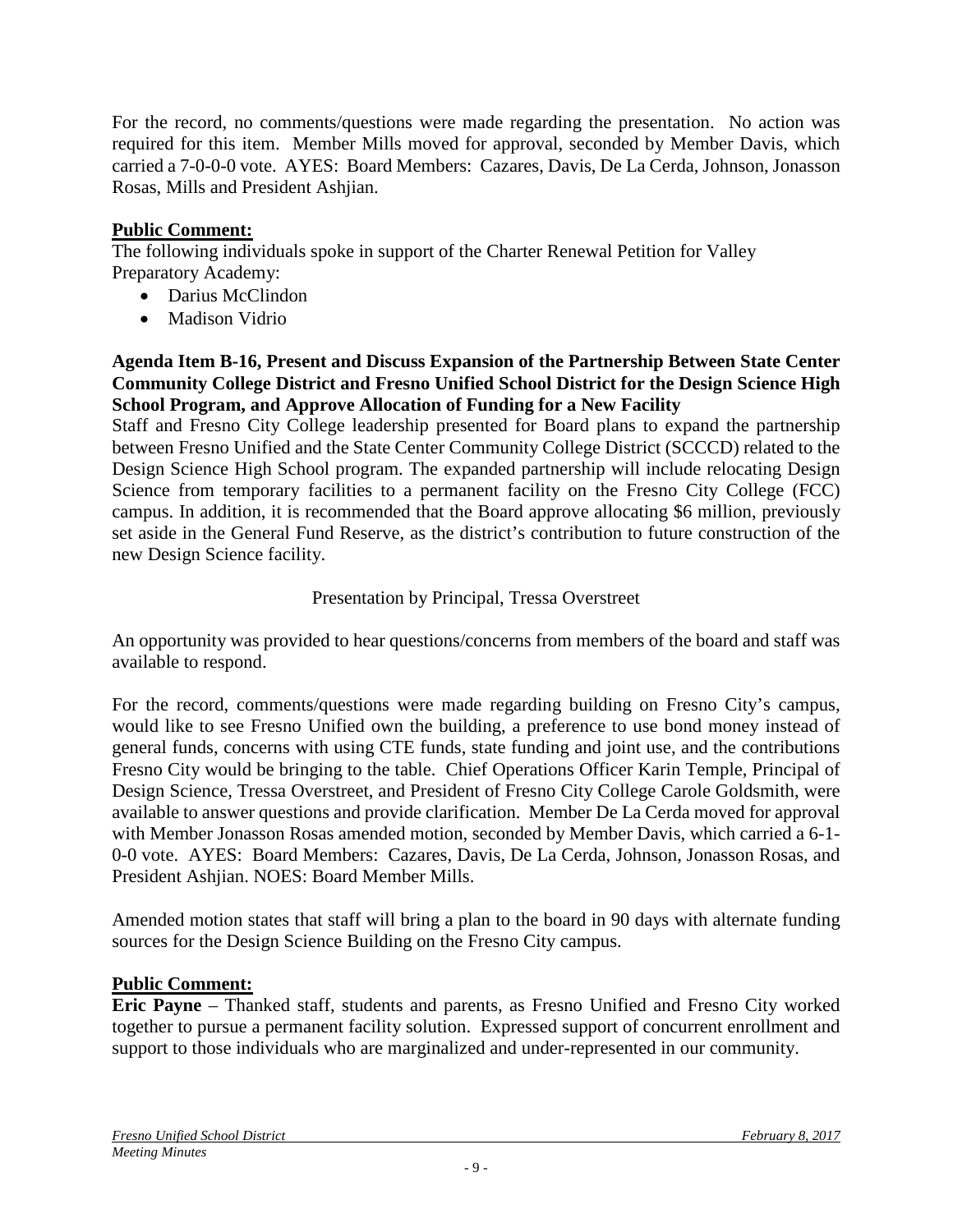For the record, no comments/questions were made regarding the presentation. No action was required for this item. Member Mills moved for approval, seconded by Member Davis, which carried a 7-0-0-0 vote. AYES: Board Members: Cazares, Davis, De La Cerda, Johnson, Jonasson Rosas, Mills and President Ashjian.

**Public Comment:**

The following individuals spoke in support of the Charter Renewal Petition for Valley Preparatory Academy:

- Darius McClindon
- Madison Vidrio

**Agenda Item B-16, Present and Discuss Expansion of the Partnership Between State Center Community College District and Fresno Unified School District for the Design Science High School Program, and Approve Allocation of Funding for a New Facility**

Staff and Fresno City College leadership presented for Board plans to expand the partnership between Fresno Unified and the State Center Community College District (SCCCD) related to the Design Science High School program. The expanded partnership will include relocating Design Science from temporary facilities to a permanent facility on the Fresno City College (FCC) campus. In addition, it is recommended that the Board approve allocating $6 million, previously set aside in the General Fund Reserve, as the district's contribution to future construction of the new Design Science facility.

Presentation by Principal, Tressa Overstreet

An opportunity was provided to hear questions/concerns from members of the board and staff was available to respond.

For the record, comments/questions were made regarding building on Fresno City's campus, would like to see Fresno Unified own the building, a preference to use bond money instead of general funds, concerns with using CTE funds, state funding and joint use, and the contributions Fresno City would be bringing to the table. Chief Operations Officer Karin Temple, Principal of Design Science, Tressa Overstreet, and President of Fresno City College Carole Goldsmith, were available to answer questions and provide clarification. Member De La Cerda moved for approval with Member Jonasson Rosas amended motion, seconded by Member Davis, which carried a 6-1-0-0 vote. AYES: Board Members: Cazares, Davis, De La Cerda, Johnson, Jonasson Rosas, and President Ashjian. NOES: Board Member Mills.

Amended motion states that staff will bring a plan to the board in 90 days with alternate funding sources for the Design Science Building on the Fresno City campus.

**Public Comment:**

**Eric Payne** – Thanked staff, students and parents, as Fresno Unified and Fresno City worked together to pursue a permanent facility solution. Expressed support of concurrent enrollment and support to those individuals who are marginalized and under-represented in our community.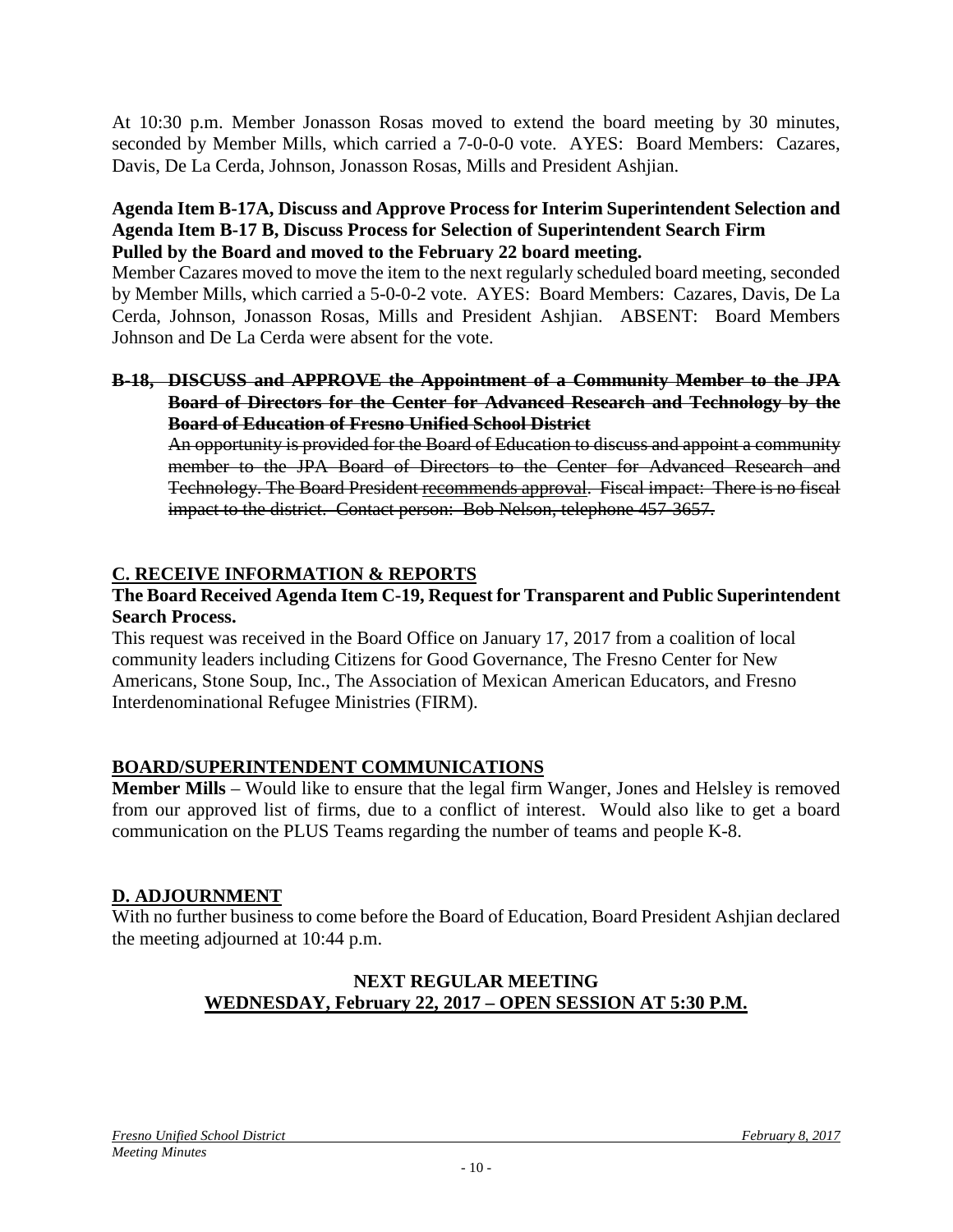At 10:30 p.m. Member Jonasson Rosas moved to extend the board meeting by 30 minutes, seconded by Member Mills, which carried a 7-0-0-0 vote. AYES: Board Members: Cazares, Davis, De La Cerda, Johnson, Jonasson Rosas, Mills and President Ashjian.

**Agenda Item B-17A, Discuss and Approve Process for Interim Superintendent Selection and Agenda Item B-17 B, Discuss Process for Selection of Superintendent Search Firm Pulled by the Board and moved to the February 22 board meeting.**

Member Cazares moved to move the item to the next regularly scheduled board meeting, seconded by Member Mills, which carried a 5-0-0-2 vote. AYES: Board Members: Cazares, Davis, De La Cerda, Johnson, Jonasson Rosas, Mills and President Ashjian. ABSENT: Board Members Johnson and De La Cerda were absent for the vote.

~~**B-18, DISCUSS and APPROVE the Appointment of a Community Member to the JPA Board of Directors for the Center for Advanced Research and Technology by the Board of Education of Fresno Unified School District**~~

~~An opportunity is provided for the Board of Education to discuss and appoint a community member to the JPA Board of Directors to the Center for Advanced Research and Technology. The Board President recommends approval. Fiscal impact: There is no fiscal impact to the district. Contact person: Bob Nelson, telephone 457-3657.~~

## C. RECEIVE INFORMATION & REPORTS

**The Board Received Agenda Item C-19, Request for Transparent and Public Superintendent Search Process.**

This request was received in the Board Office on January 17, 2017 from a coalition of local community leaders including Citizens for Good Governance, The Fresno Center for New Americans, Stone Soup, Inc., The Association of Mexican American Educators, and Fresno Interdenominational Refugee Ministries (FIRM).

## BOARD/SUPERINTENDENT COMMUNICATIONS

**Member Mills** – Would like to ensure that the legal firm Wanger, Jones and Helsley is removed from our approved list of firms, due to a conflict of interest. Would also like to get a board communication on the PLUS Teams regarding the number of teams and people K-8.

## D. ADJOURNMENT

With no further business to come before the Board of Education, Board President Ashjian declared the meeting adjourned at 10:44 p.m.

**NEXT REGULAR MEETING**

**WEDNESDAY, February 22, 2017 – OPEN SESSION AT 5:30 P.M.**